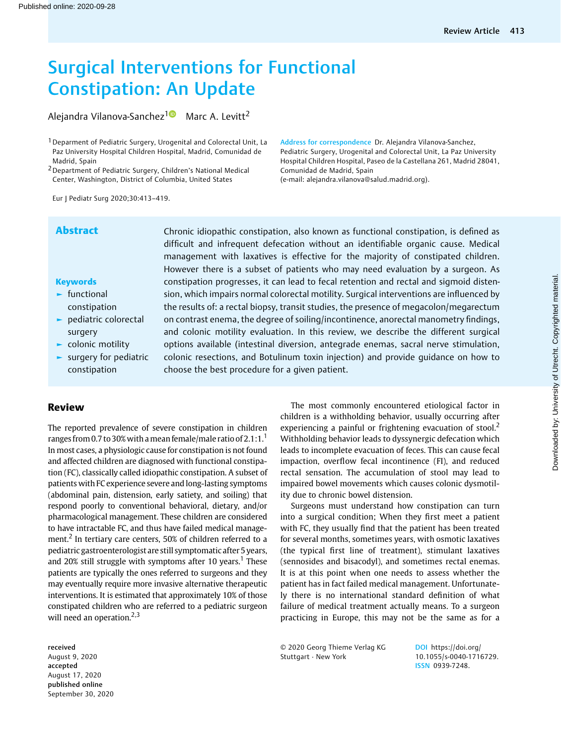# Surgical Interventions for Functional Constipation: An Update

Alejandra Vilanova-Sanchez[1] Marc A. Levitt[2]

[1] Deparment of Pediatric Surgery, Urogenital and Colorectal Unit, La Paz University Hospital Children Hospital, Madrid, Comunidad de Madrid, Spain

[2] Department of Pediatric Surgery, Children's National Medical Center, Washington, District of Columbia, United States

Address for correspondence Dr. Alejandra Vilanova-Sanchez, Pediatric Surgery, Urogenital and Colorectal Unit, La Paz University Hospital Children Hospital, Paseo de la Castellana 261, Madrid 28041, Comunidad de Madrid, Spain (e-mail: alejandra.vilanova@salud.madrid.org).

Eur J Pediatr Surg 2020;30:413–419.

## Abstract

Chronic idiopathic constipation, also known as functional constipation, is defined as difficult and infrequent defecation without an identifiable organic cause. Medical management with laxatives is effective for the majority of constipated children. However there is a subset of patients who may need evaluation by a surgeon. As constipation progresses, it can lead to fecal retention and rectal and sigmoid distension, which impairs normal colorectal motility. Surgical interventions are influenced by the results of: a rectal biopsy, transit studies, the presence of megacolon/megarectum on contrast enema, the degree of soiling/incontinence, anorectal manometry findings, and colonic motility evaluation. In this review, we describe the different surgical options available (intestinal diversion, antegrade enemas, sacral nerve stimulation, colonic resections, and Botulinum toxin injection) and provide guidance on how to choose the best procedure for a given patient.

**Keywords**

- functional constipation
- pediatric colorectal surgery
- colonic motility
- surgery for pediatric constipation

## Review

The reported prevalence of severe constipation in children ranges from 0.7 to 30% with a mean female/male ratio of 2.1:1.[1] In most cases, a physiologic cause for constipation is not found and affected children are diagnosed with functional constipation (FC), classically called idiopathic constipation. A subset of patients with FC experience severe and long-lasting symptoms (abdominal pain, distension, early satiety, and soiling) that respond poorly to conventional behavioral, dietary, and/or pharmacological management. These children are considered to have intractable FC, and thus have failed medical management.[2] In tertiary care centers, 50% of children referred to a pediatric gastroenterologist are still symptomatic after 5 years, and 20% still struggle with symptoms after 10 years.[1] These patients are typically the ones referred to surgeons and they may eventually require more invasive alternative therapeutic interventions. It is estimated that approximately 10% of those constipated children who are referred to a pediatric surgeon will need an operation.[2,3]

The most commonly encountered etiological factor in children is a withholding behavior, usually occurring after experiencing a painful or frightening evacuation of stool.[2] Withholding behavior leads to dyssynergic defecation which leads to incomplete evacuation of feces. This can cause fecal impaction, overflow fecal incontinence (FI), and reduced rectal sensation. The accumulation of stool may lead to impaired bowel movements which causes colonic dysmotility due to chronic bowel distension.

Surgeons must understand how constipation can turn into a surgical condition; When they first meet a patient with FC, they usually find that the patient has been treated for several months, sometimes years, with osmotic laxatives (the typical first line of treatment), stimulant laxatives (sennosides and bisacodyl), and sometimes rectal enemas. It is at this point when one needs to assess whether the patient has in fact failed medical management. Unfortunately there is no international standard definition of what failure of medical treatment actually means. To a surgeon practicing in Europe, this may not be the same as for a

received August 9, 2020
accepted August 17, 2020
published online September 30, 2020

© 2020 Georg Thieme Verlag KG Stuttgart · New York

DOI https://doi.org/10.1055/s-0040-1716729.
ISSN 0939-7248.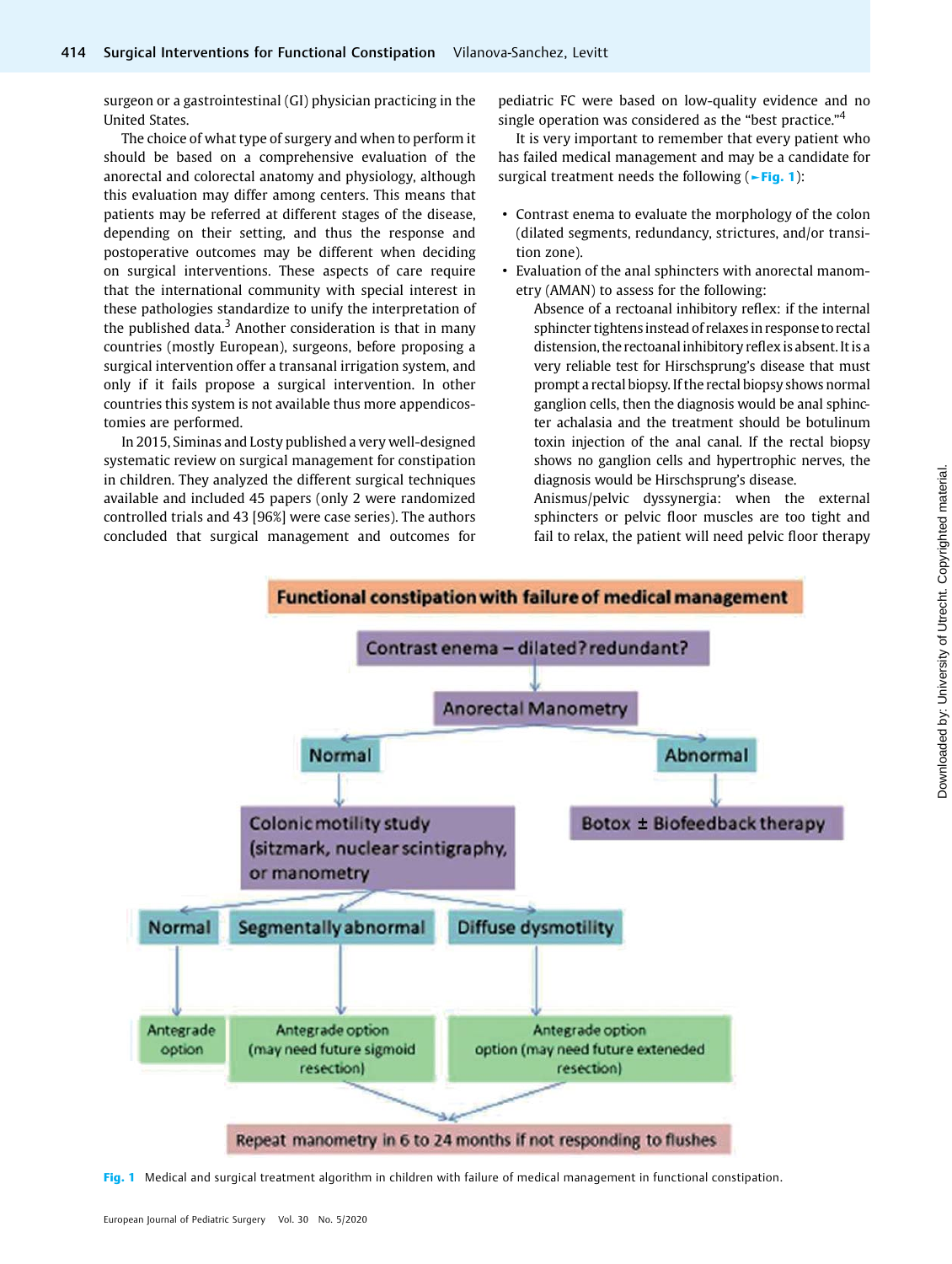surgeon or a gastrointestinal (GI) physician practicing in the United States.

The choice of what type of surgery and when to perform it should be based on a comprehensive evaluation of the anorectal and colorectal anatomy and physiology, although this evaluation may differ among centers. This means that patients may be referred at different stages of the disease, depending on their setting, and thus the response and postoperative outcomes may be different when deciding on surgical interventions. These aspects of care require that the international community with special interest in these pathologies standardize to unify the interpretation of the published data.[3] Another consideration is that in many countries (mostly European), surgeons, before proposing a surgical intervention offer a transanal irrigation system, and only if it fails propose a surgical intervention. In other countries this system is not available thus more appendicostomies are performed.

In 2015, Siminas and Losty published a very well-designed systematic review on surgical management for constipation in children. They analyzed the different surgical techniques available and included 45 papers (only 2 were randomized controlled trials and 43 [96%] were case series). The authors concluded that surgical management and outcomes for pediatric FC were based on low-quality evidence and no single operation was considered as the "best practice."[4]

It is very important to remember that every patient who has failed medical management and may be a candidate for surgical treatment needs the following (►Fig. 1):

- Contrast enema to evaluate the morphology of the colon (dilated segments, redundancy, strictures, and/or transition zone).
- Evaluation of the anal sphincters with anorectal manometry (AMAN) to assess for the following:

  Absence of a rectoanal inhibitory reflex: if the internal sphincter tightens instead of relaxes in response to rectal distension, the rectoanal inhibitory reflex is absent. It is a very reliable test for Hirschsprung's disease that must prompt a rectal biopsy. If the rectal biopsy shows normal ganglion cells, then the diagnosis would be anal sphincter achalasia and the treatment should be botulinum toxin injection of the anal canal. If the rectal biopsy shows no ganglion cells and hypertrophic nerves, the diagnosis would be Hirschsprung's disease.

  Anismus/pelvic dyssynergia: when the external sphincters or pelvic floor muscles are too tight and fail to relax, the patient will need pelvic floor therapy

Functional constipation with failure of medical management → Contrast enema – dilated? redundant? → Anorectal Manometry → Normal / Abnormal. Abnormal → Botox ± Biofeedback therapy. Normal → Colonic motility study (sitzmark, nuclear scintigraphy, or manometry) → Normal → Antegrade option; Segmentally abnormal → Antegrade option (may need future sigmoid resection); Diffuse dysmotility → Antegrade option (may need future exteneded resection) → Repeat manometry in 6 to 24 months if not responding to flushes

Fig. 1 Medical and surgical treatment algorithm in children with failure of medical management in functional constipation.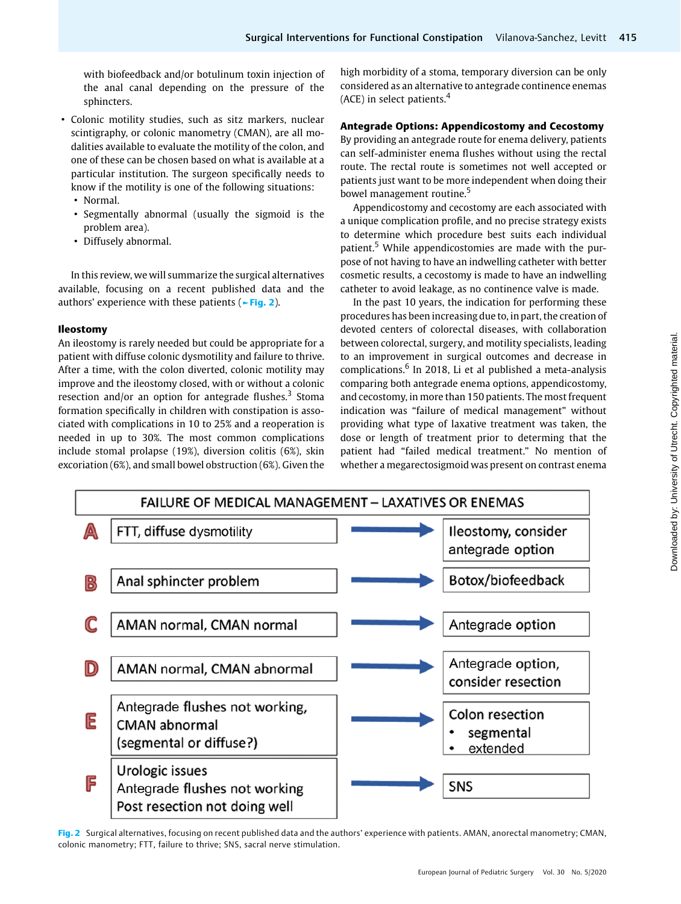with biofeedback and/or botulinum toxin injection of the anal canal depending on the pressure of the sphincters.

- Colonic motility studies, such as sitz markers, nuclear scintigraphy, or colonic manometry (CMAN), are all modalities available to evaluate the motility of the colon, and one of these can be chosen based on what is available at a particular institution. The surgeon specifically needs to know if the motility is one of the following situations:
  - Normal.
  - Segmentally abnormal (usually the sigmoid is the problem area).
  - Diffusely abnormal.

In this review, we will summarize the surgical alternatives available, focusing on a recent published data and the authors' experience with these patients (►Fig. 2).

### Ileostomy

An ileostomy is rarely needed but could be appropriate for a patient with diffuse colonic dysmotility and failure to thrive. After a time, with the colon diverted, colonic motility may improve and the ileostomy closed, with or without a colonic resection and/or an option for antegrade flushes.[3] Stoma formation specifically in children with constipation is associated with complications in 10 to 25% and a reoperation is needed in up to 30%. The most common complications include stomal prolapse (19%), diversion colitis (6%), skin excoriation (6%), and small bowel obstruction (6%). Given the high morbidity of a stoma, temporary diversion can be only considered as an alternative to antegrade continence enemas (ACE) in select patients.[4]

### Antegrade Options: Appendicostomy and Cecostomy

By providing an antegrade route for enema delivery, patients can self-administer enema flushes without using the rectal route. The rectal route is sometimes not well accepted or patients just want to be more independent when doing their bowel management routine.[5]

Appendicostomy and cecostomy are each associated with a unique complication profile, and no precise strategy exists to determine which procedure best suits each individual patient.[5] While appendicostomies are made with the purpose of not having to have an indwelling catheter with better cosmetic results, a cecostomy is made to have an indwelling catheter to avoid leakage, as no continence valve is made.

In the past 10 years, the indication for performing these procedures has been increasing due to, in part, the creation of devoted centers of colorectal diseases, with collaboration between colorectal, surgery, and motility specialists, leading to an improvement in surgical outcomes and decrease in complications.[6] In 2018, Li et al published a meta-analysis comparing both antegrade enema options, appendicostomy, and cecostomy, in more than 150 patients. The most frequent indication was "failure of medical management" without providing what type of laxative treatment was taken, the dose or length of treatment prior to determing that the patient had "failed medical treatment." No mention of whether a megarectosigmoid was present on contrast enema

FAILURE OF MEDICAL MANAGEMENT – LAXATIVES OR ENEMAS

A
FTT, diffuse dysmotility
Ileostomy, consider antegrade option

B
Anal sphincter problem
Botox/biofeedback

C
AMAN normal, CMAN normal
Antegrade option

D
AMAN normal, CMAN abnormal
Antegrade option, consider resection

E
Antegrade flushes not working, CMAN abnormal (segmental or diffuse?)
Colon resection
- segmental
- extended

F
Urologic issues
Antegrade flushes not working
Post resection not doing well
SNS

Fig. 2 Surgical alternatives, focusing on recent published data and the authors' experience with patients. AMAN, anorectal manometry; CMAN, colonic manometry; FTT, failure to thrive; SNS, sacral nerve stimulation.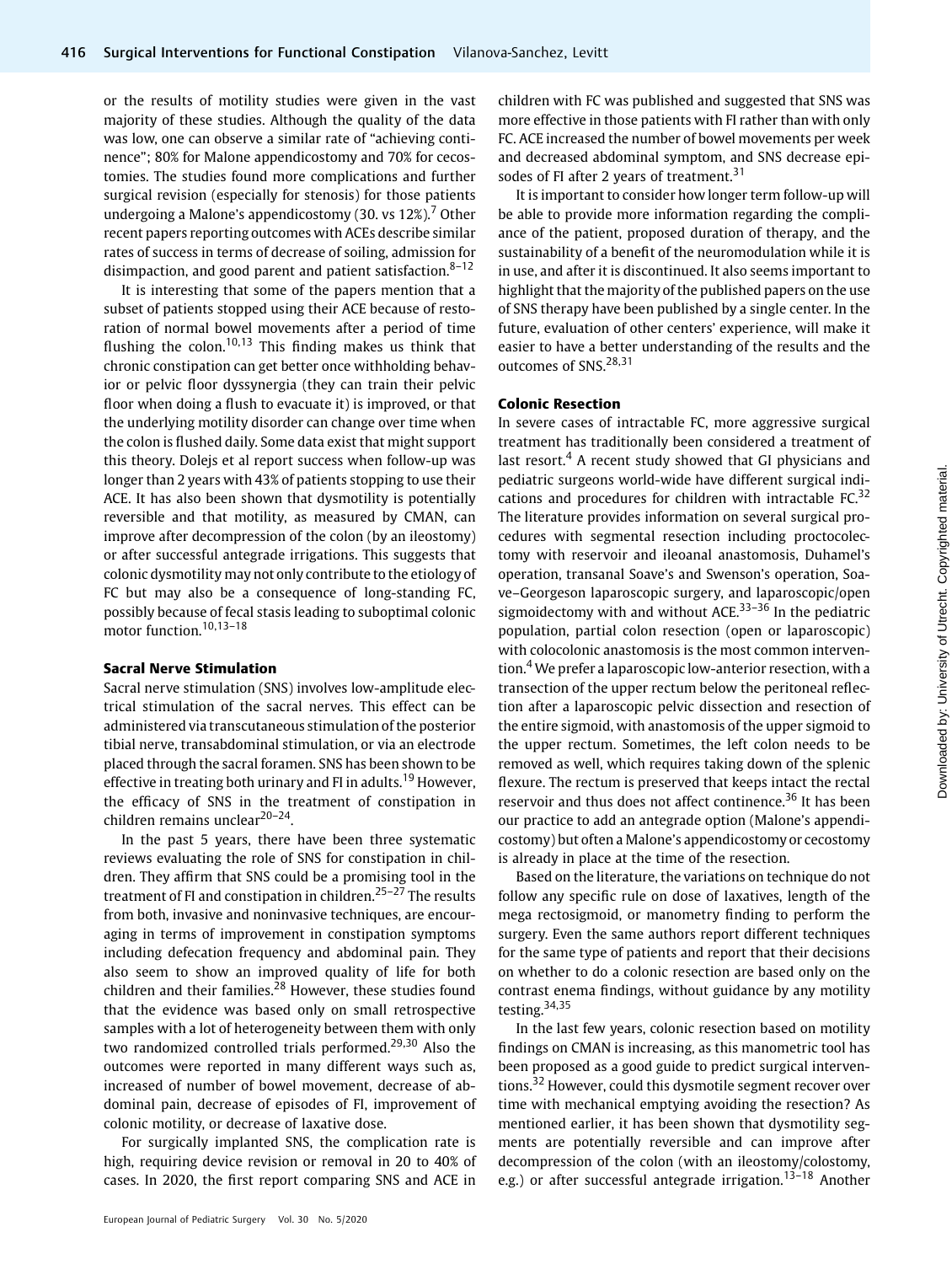or the results of motility studies were given in the vast majority of these studies. Although the quality of the data was low, one can observe a similar rate of "achieving continence"; 80% for Malone appendicostomy and 70% for cecostomies. The studies found more complications and further surgical revision (especially for stenosis) for those patients undergoing a Malone's appendicostomy (30. vs 12%).[7] Other recent papers reporting outcomes with ACEs describe similar rates of success in terms of decrease of soiling, admission for disimpaction, and good parent and patient satisfaction.[8–12]

It is interesting that some of the papers mention that a subset of patients stopped using their ACE because of restoration of normal bowel movements after a period of time flushing the colon.[10,13] This finding makes us think that chronic constipation can get better once withholding behavior or pelvic floor dyssynergia (they can train their pelvic floor when doing a flush to evacuate it) is improved, or that the underlying motility disorder can change over time when the colon is flushed daily. Some data exist that might support this theory. Dolejs et al report success when follow-up was longer than 2 years with 43% of patients stopping to use their ACE. It has also been shown that dysmotility is potentially reversible and that motility, as measured by CMAN, can improve after decompression of the colon (by an ileostomy) or after successful antegrade irrigations. This suggests that colonic dysmotility may not only contribute to the etiology of FC but may also be a consequence of long-standing FC, possibly because of fecal stasis leading to suboptimal colonic motor function.[10,13–18]

### Sacral Nerve Stimulation

Sacral nerve stimulation (SNS) involves low-amplitude electrical stimulation of the sacral nerves. This effect can be administered via transcutaneous stimulation of the posterior tibial nerve, transabdominal stimulation, or via an electrode placed through the sacral foramen. SNS has been shown to be effective in treating both urinary and FI in adults.[19] However, the efficacy of SNS in the treatment of constipation in children remains unclear[20–24].

In the past 5 years, there have been three systematic reviews evaluating the role of SNS for constipation in children. They affirm that SNS could be a promising tool in the treatment of FI and constipation in children.[25–27] The results from both, invasive and noninvasive techniques, are encouraging in terms of improvement in constipation symptoms including defecation frequency and abdominal pain. They also seem to show an improved quality of life for both children and their families.[28] However, these studies found that the evidence was based only on small retrospective samples with a lot of heterogeneity between them with only two randomized controlled trials performed.[29,30] Also the outcomes were reported in many different ways such as, increased of number of bowel movement, decrease of abdominal pain, decrease of episodes of FI, improvement of colonic motility, or decrease of laxative dose.

For surgically implanted SNS, the complication rate is high, requiring device revision or removal in 20 to 40% of cases. In 2020, the first report comparing SNS and ACE in children with FC was published and suggested that SNS was more effective in those patients with FI rather than with only FC. ACE increased the number of bowel movements per week and decreased abdominal symptom, and SNS decrease episodes of FI after 2 years of treatment.[31]

It is important to consider how longer term follow-up will be able to provide more information regarding the compliance of the patient, proposed duration of therapy, and the sustainability of a benefit of the neuromodulation while it is in use, and after it is discontinued. It also seems important to highlight that the majority of the published papers on the use of SNS therapy have been published by a single center. In the future, evaluation of other centers' experience, will make it easier to have a better understanding of the results and the outcomes of SNS.[28,31]

### Colonic Resection

In severe cases of intractable FC, more aggressive surgical treatment has traditionally been considered a treatment of last resort.[4] A recent study showed that GI physicians and pediatric surgeons world-wide have different surgical indications and procedures for children with intractable FC.[32] The literature provides information on several surgical procedures with segmental resection including proctocolectomy with reservoir and ileoanal anastomosis, Duhamel's operation, transanal Soave's and Swenson's operation, Soave–Georgeson laparoscopic surgery, and laparoscopic/open sigmoidectomy with and without ACE.[33–36] In the pediatric population, partial colon resection (open or laparoscopic) with colocolonic anastomosis is the most common intervention.[4] We prefer a laparoscopic low-anterior resection, with a transection of the upper rectum below the peritoneal reflection after a laparoscopic pelvic dissection and resection of the entire sigmoid, with anastomosis of the upper sigmoid to the upper rectum. Sometimes, the left colon needs to be removed as well, which requires taking down of the splenic flexure. The rectum is preserved that keeps intact the rectal reservoir and thus does not affect continence.[36] It has been our practice to add an antegrade option (Malone's appendicostomy) but often a Malone's appendicostomy or cecostomy is already in place at the time of the resection.

Based on the literature, the variations on technique do not follow any specific rule on dose of laxatives, length of the mega rectosigmoid, or manometry finding to perform the surgery. Even the same authors report different techniques for the same type of patients and report that their decisions on whether to do a colonic resection are based only on the contrast enema findings, without guidance by any motility testing.[34,35]

In the last few years, colonic resection based on motility findings on CMAN is increasing, as this manometric tool has been proposed as a good guide to predict surgical interventions.[32] However, could this dysmotile segment recover over time with mechanical emptying avoiding the resection? As mentioned earlier, it has been shown that dysmotility segments are potentially reversible and can improve after decompression of the colon (with an ileostomy/colostomy, e.g.) or after successful antegrade irrigation.[13–18] Another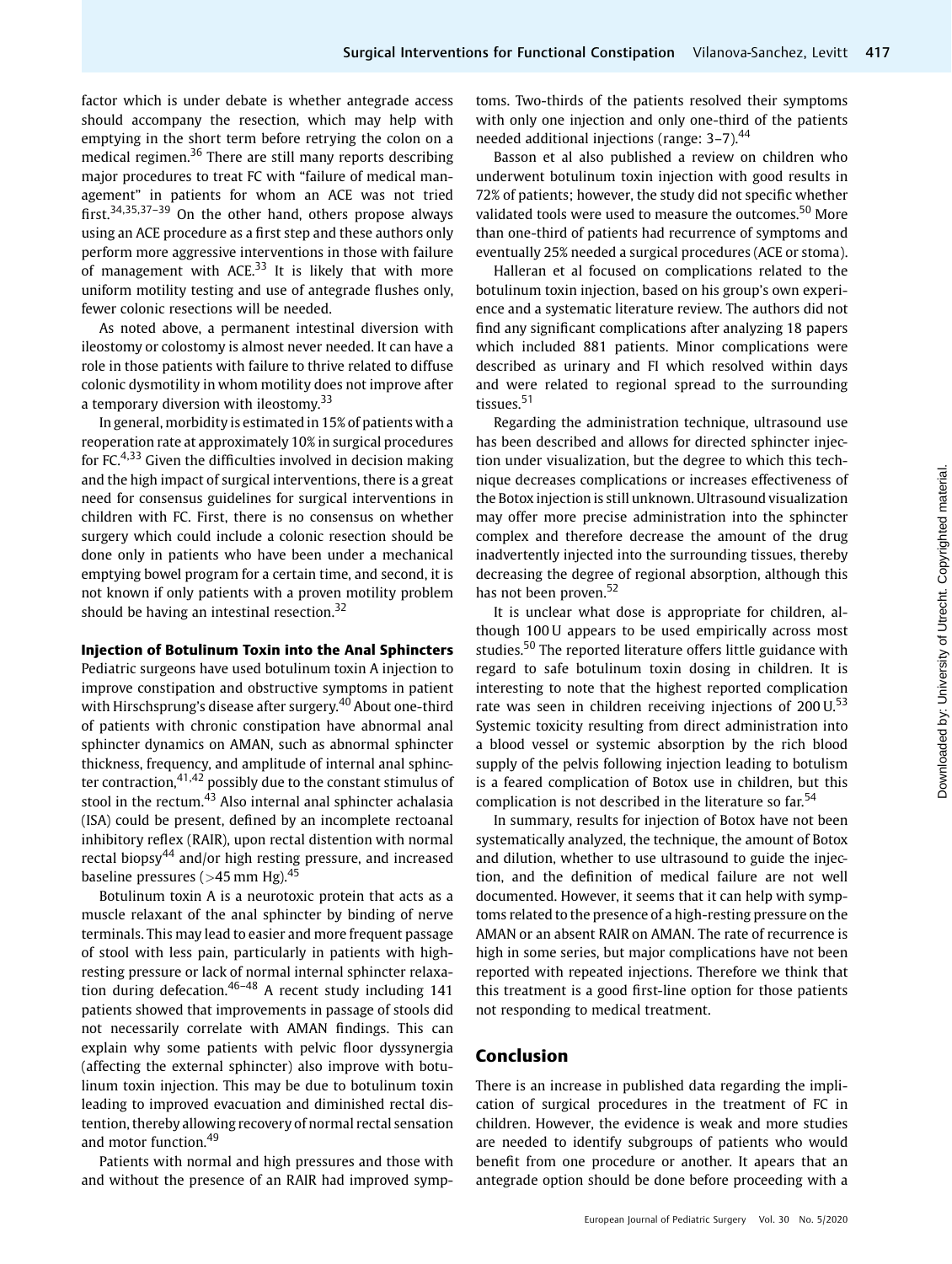factor which is under debate is whether antegrade access should accompany the resection, which may help with emptying in the short term before retrying the colon on a medical regimen.[36] There are still many reports describing major procedures to treat FC with "failure of medical management" in patients for whom an ACE was not tried first.[34,35,37–39] On the other hand, others propose always using an ACE procedure as a first step and these authors only perform more aggressive interventions in those with failure of management with ACE.[33] It is likely that with more uniform motility testing and use of antegrade flushes only, fewer colonic resections will be needed.

As noted above, a permanent intestinal diversion with ileostomy or colostomy is almost never needed. It can have a role in those patients with failure to thrive related to diffuse colonic dysmotility in whom motility does not improve after a temporary diversion with ileostomy.[33]

In general, morbidity is estimated in 15% of patients with a reoperation rate at approximately 10% in surgical procedures for FC.[4,33] Given the difficulties involved in decision making and the high impact of surgical interventions, there is a great need for consensus guidelines for surgical interventions in children with FC. First, there is no consensus on whether surgery which could include a colonic resection should be done only in patients who have been under a mechanical emptying bowel program for a certain time, and second, it is not known if only patients with a proven motility problem should be having an intestinal resection.[32]

### Injection of Botulinum Toxin into the Anal Sphincters

Pediatric surgeons have used botulinum toxin A injection to improve constipation and obstructive symptoms in patient with Hirschsprung's disease after surgery.[40] About one-third of patients with chronic constipation have abnormal anal sphincter dynamics on AMAN, such as abnormal sphincter thickness, frequency, and amplitude of internal anal sphincter contraction,[41,42] possibly due to the constant stimulus of stool in the rectum.[43] Also internal anal sphincter achalasia (ISA) could be present, defined by an incomplete rectoanal inhibitory reflex (RAIR), upon rectal distention with normal rectal biopsy[44] and/or high resting pressure, and increased baseline pressures (>45 mm Hg).[45]

Botulinum toxin A is a neurotoxic protein that acts as a muscle relaxant of the anal sphincter by binding of nerve terminals. This may lead to easier and more frequent passage of stool with less pain, particularly in patients with high-resting pressure or lack of normal internal sphincter relaxation during defecation.[46–48] A recent study including 141 patients showed that improvements in passage of stools did not necessarily correlate with AMAN findings. This can explain why some patients with pelvic floor dyssynergia (affecting the external sphincter) also improve with botulinum toxin injection. This may be due to botulinum toxin leading to improved evacuation and diminished rectal distention, thereby allowing recovery of normal rectal sensation and motor function.[49]

Patients with normal and high pressures and those with and without the presence of an RAIR had improved symptoms. Two-thirds of the patients resolved their symptoms with only one injection and only one-third of the patients needed additional injections (range: 3–7).[44]

Basson et al also published a review on children who underwent botulinum toxin injection with good results in 72% of patients; however, the study did not specific whether validated tools were used to measure the outcomes.[50] More than one-third of patients had recurrence of symptoms and eventually 25% needed a surgical procedures (ACE or stoma).

Halleran et al focused on complications related to the botulinum toxin injection, based on his group's own experience and a systematic literature review. The authors did not find any significant complications after analyzing 18 papers which included 881 patients. Minor complications were described as urinary and FI which resolved within days and were related to regional spread to the surrounding tissues.[51]

Regarding the administration technique, ultrasound use has been described and allows for directed sphincter injection under visualization, but the degree to which this technique decreases complications or increases effectiveness of the Botox injection is still unknown. Ultrasound visualization may offer more precise administration into the sphincter complex and therefore decrease the amount of the drug inadvertently injected into the surrounding tissues, thereby decreasing the degree of regional absorption, although this has not been proven.[52]

It is unclear what dose is appropriate for children, although 100 U appears to be used empirically across most studies.[50] The reported literature offers little guidance with regard to safe botulinum toxin dosing in children. It is interesting to note that the highest reported complication rate was seen in children receiving injections of 200 U.[53] Systemic toxicity resulting from direct administration into a blood vessel or systemic absorption by the rich blood supply of the pelvis following injection leading to botulism is a feared complication of Botox use in children, but this complication is not described in the literature so far.[54]

In summary, results for injection of Botox have not been systematically analyzed, the technique, the amount of Botox and dilution, whether to use ultrasound to guide the injection, and the definition of medical failure are not well documented. However, it seems that it can help with symptoms related to the presence of a high-resting pressure on the AMAN or an absent RAIR on AMAN. The rate of recurrence is high in some series, but major complications have not been reported with repeated injections. Therefore we think that this treatment is a good first-line option for those patients not responding to medical treatment.

## Conclusion

There is an increase in published data regarding the implication of surgical procedures in the treatment of FC in children. However, the evidence is weak and more studies are needed to identify subgroups of patients who would benefit from one procedure or another. It apears that an antegrade option should be done before proceeding with a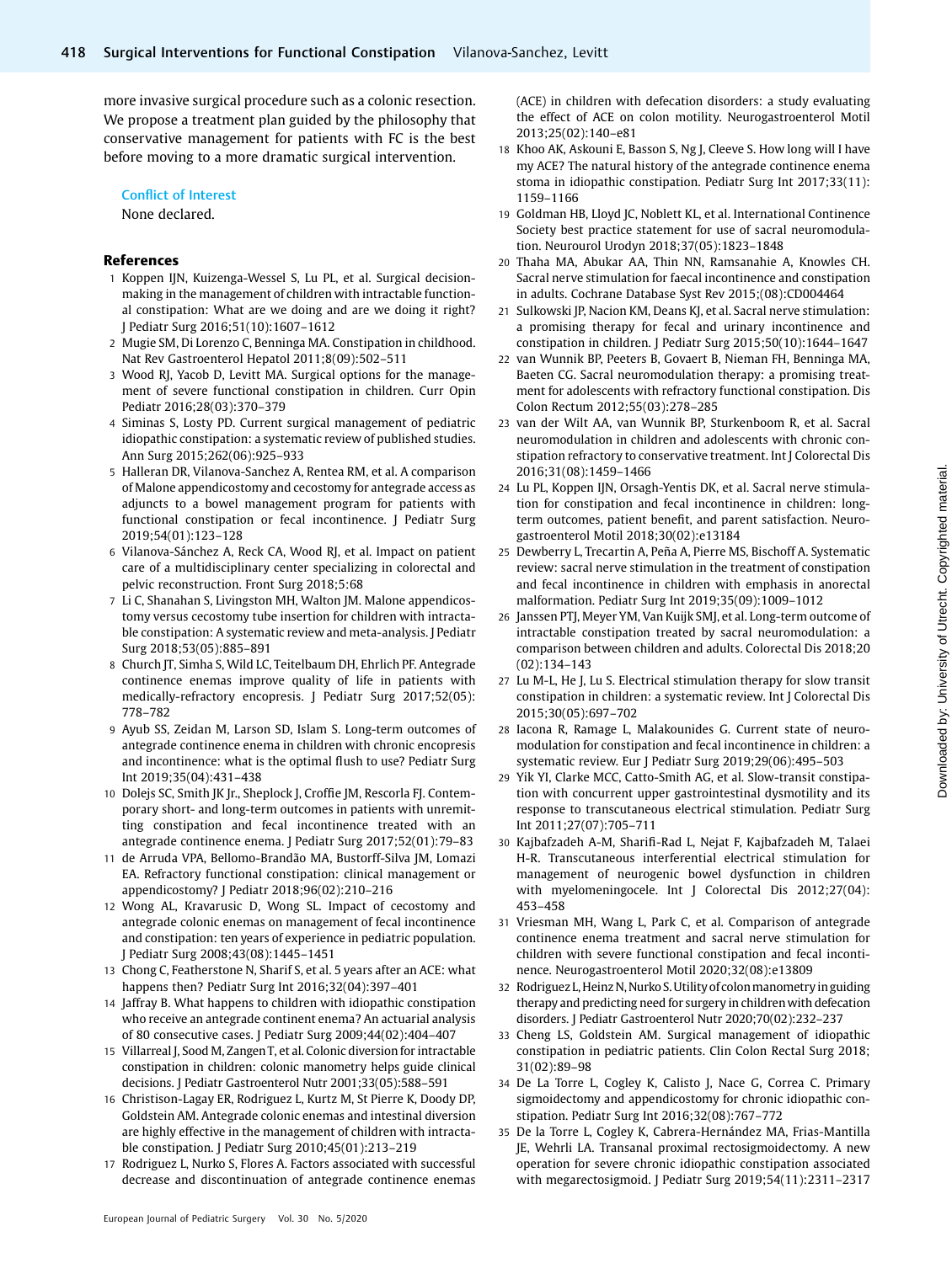more invasive surgical procedure such as a colonic resection. We propose a treatment plan guided by the philosophy that conservative management for patients with FC is the best before moving to a more dramatic surgical intervention.

### Conflict of Interest

None declared.

## References

1. Koppen IJN, Kuizenga-Wessel S, Lu PL, et al. Surgical decision-making in the management of children with intractable functional constipation: What are we doing and are we doing it right? J Pediatr Surg 2016;51(10):1607–1612
2. Mugie SM, Di Lorenzo C, Benninga MA. Constipation in childhood. Nat Rev Gastroenterol Hepatol 2011;8(09):502–511
3. Wood RJ, Yacob D, Levitt MA. Surgical options for the management of severe functional constipation in children. Curr Opin Pediatr 2016;28(03):370–379
4. Siminas S, Losty PD. Current surgical management of pediatric idiopathic constipation: a systematic review of published studies. Ann Surg 2015;262(06):925–933
5. Halleran DR, Vilanova-Sanchez A, Rentea RM, et al. A comparison of Malone appendicostomy and cecostomy for antegrade access as adjuncts to a bowel management program for patients with functional constipation or fecal incontinence. J Pediatr Surg 2019;54(01):123–128
6. Vilanova-Sánchez A, Reck CA, Wood RJ, et al. Impact on patient care of a multidisciplinary center specializing in colorectal and pelvic reconstruction. Front Surg 2018;5:68
7. Li C, Shanahan S, Livingston MH, Walton JM. Malone appendicostomy versus cecostomy tube insertion for children with intractable constipation: A systematic review and meta-analysis. J Pediatr Surg 2018;53(05):885–891
8. Church JT, Simha S, Wild LC, Teitelbaum DH, Ehrlich PF. Antegrade continence enemas improve quality of life in patients with medically-refractory encopresis. J Pediatr Surg 2017;52(05): 778–782
9. Ayub SS, Zeidan M, Larson SD, Islam S. Long-term outcomes of antegrade continence enema in children with chronic encopresis and incontinence: what is the optimal flush to use? Pediatr Surg Int 2019;35(04):431–438
10. Dolejs SC, Smith JK Jr., Sheplock J, Croffie JM, Rescorla FJ. Contemporary short- and long-term outcomes in patients with unremitting constipation and fecal incontinence treated with an antegrade continence enema. J Pediatr Surg 2017;52(01):79–83
11. de Arruda VPA, Bellomo-Brandão MA, Bustorff-Silva JM, Lomazi EA. Refractory functional constipation: clinical management or appendicostomy? J Pediatr 2018;96(02):210–216
12. Wong AL, Kravarusic D, Wong SL. Impact of cecostomy and antegrade colonic enemas on management of fecal incontinence and constipation: ten years of experience in pediatric population. J Pediatr Surg 2008;43(08):1445–1451
13. Chong C, Featherstone N, Sharif S, et al. 5 years after an ACE: what happens then? Pediatr Surg Int 2016;32(04):397–401
14. Jaffray B. What happens to children with idiopathic constipation who receive an antegrade continent enema? An actuarial analysis of 80 consecutive cases. J Pediatr Surg 2009;44(02):404–407
15. Villarreal J, Sood M, Zangen T, et al. Colonic diversion for intractable constipation in children: colonic manometry helps guide clinical decisions. J Pediatr Gastroenterol Nutr 2001;33(05):588–591
16. Christison-Lagay ER, Rodriguez L, Kurtz M, St Pierre K, Doody DP, Goldstein AM. Antegrade colonic enemas and intestinal diversion are highly effective in the management of children with intractable constipation. J Pediatr Surg 2010;45(01):213–219
17. Rodriguez L, Nurko S, Flores A. Factors associated with successful decrease and discontinuation of antegrade continence enemas (ACE) in children with defecation disorders: a study evaluating the effect of ACE on colon motility. Neurogastroenterol Motil 2013;25(02):140–e81
18. Khoo AK, Askouni E, Basson S, Ng J, Cleeve S. How long will I have my ACE? The natural history of the antegrade continence enema stoma in idiopathic constipation. Pediatr Surg Int 2017;33(11): 1159–1166
19. Goldman HB, Lloyd JC, Noblett KL, et al. International Continence Society best practice statement for use of sacral neuromodulation. Neurourol Urodyn 2018;37(05):1823–1848
20. Thaha MA, Abukar AA, Thin NN, Ramsanahie A, Knowles CH. Sacral nerve stimulation for faecal incontinence and constipation in adults. Cochrane Database Syst Rev 2015;(08):CD004464
21. Sulkowski JP, Nacion KM, Deans KJ, et al. Sacral nerve stimulation: a promising therapy for fecal and urinary incontinence and constipation in children. J Pediatr Surg 2015;50(10):1644–1647
22. van Wunnik BP, Peeters B, Govaert B, Nieman FH, Benninga MA, Baeten CG. Sacral neuromodulation therapy: a promising treatment for adolescents with refractory functional constipation. Dis Colon Rectum 2012;55(03):278–285
23. van der Wilt AA, van Wunnik BP, Sturkenboom R, et al. Sacral neuromodulation in children and adolescents with chronic constipation refractory to conservative treatment. Int J Colorectal Dis 2016;31(08):1459–1466
24. Lu PL, Koppen IJN, Orsagh-Yentis DK, et al. Sacral nerve stimulation for constipation and fecal incontinence in children: long-term outcomes, patient benefit, and parent satisfaction. Neurogastroenterol Motil 2018;30(02):e13184
25. Dewberry L, Trecartin A, Peña A, Pierre MS, Bischoff A. Systematic review: sacral nerve stimulation in the treatment of constipation and fecal incontinence in children with emphasis in anorectal malformation. Pediatr Surg Int 2019;35(09):1009–1012
26. Janssen PTJ, Meyer YM, Van Kuijk SMJ, et al. Long-term outcome of intractable constipation treated by sacral neuromodulation: a comparison between children and adults. Colorectal Dis 2018;20 (02):134–143
27. Lu M-L, He J, Lu S. Electrical stimulation therapy for slow transit constipation in children: a systematic review. Int J Colorectal Dis 2015;30(05):697–702
28. Iacona R, Ramage L, Malakounides G. Current state of neuromodulation for constipation and fecal incontinence in children: a systematic review. Eur J Pediatr Surg 2019;29(06):495–503
29. Yik YI, Clarke MCC, Catto-Smith AG, et al. Slow-transit constipation with concurrent upper gastrointestinal dysmotility and its response to transcutaneous electrical stimulation. Pediatr Surg Int 2011;27(07):705–711
30. Kajbafzadeh A-M, Sharifi-Rad L, Nejat F, Kajbafzadeh M, Talaei H-R. Transcutaneous interferential electrical stimulation for management of neurogenic bowel dysfunction in children with myelomeningocele. Int J Colorectal Dis 2012;27(04): 453–458
31. Vriesman MH, Wang L, Park C, et al. Comparison of antegrade continence enema treatment and sacral nerve stimulation for children with severe functional constipation and fecal incontinence. Neurogastroenterol Motil 2020;32(08):e13809
32. Rodriguez L, Heinz N, Nurko S. Utility of colon manometry in guiding therapy and predicting need for surgery in children with defecation disorders. J Pediatr Gastroenterol Nutr 2020;70(02):232–237
33. Cheng LS, Goldstein AM. Surgical management of idiopathic constipation in pediatric patients. Clin Colon Rectal Surg 2018; 31(02):89–98
34. De La Torre L, Cogley K, Calisto J, Nace G, Correa C. Primary sigmoidectomy and appendicostomy for chronic idiopathic constipation. Pediatr Surg Int 2016;32(08):767–772
35. De la Torre L, Cogley K, Cabrera-Hernández MA, Frias-Mantilla JE, Wehrli LA. Transanal proximal rectosigmoidectomy. A new operation for severe chronic idiopathic constipation associated with megarectosigmoid. J Pediatr Surg 2019;54(11):2311–2317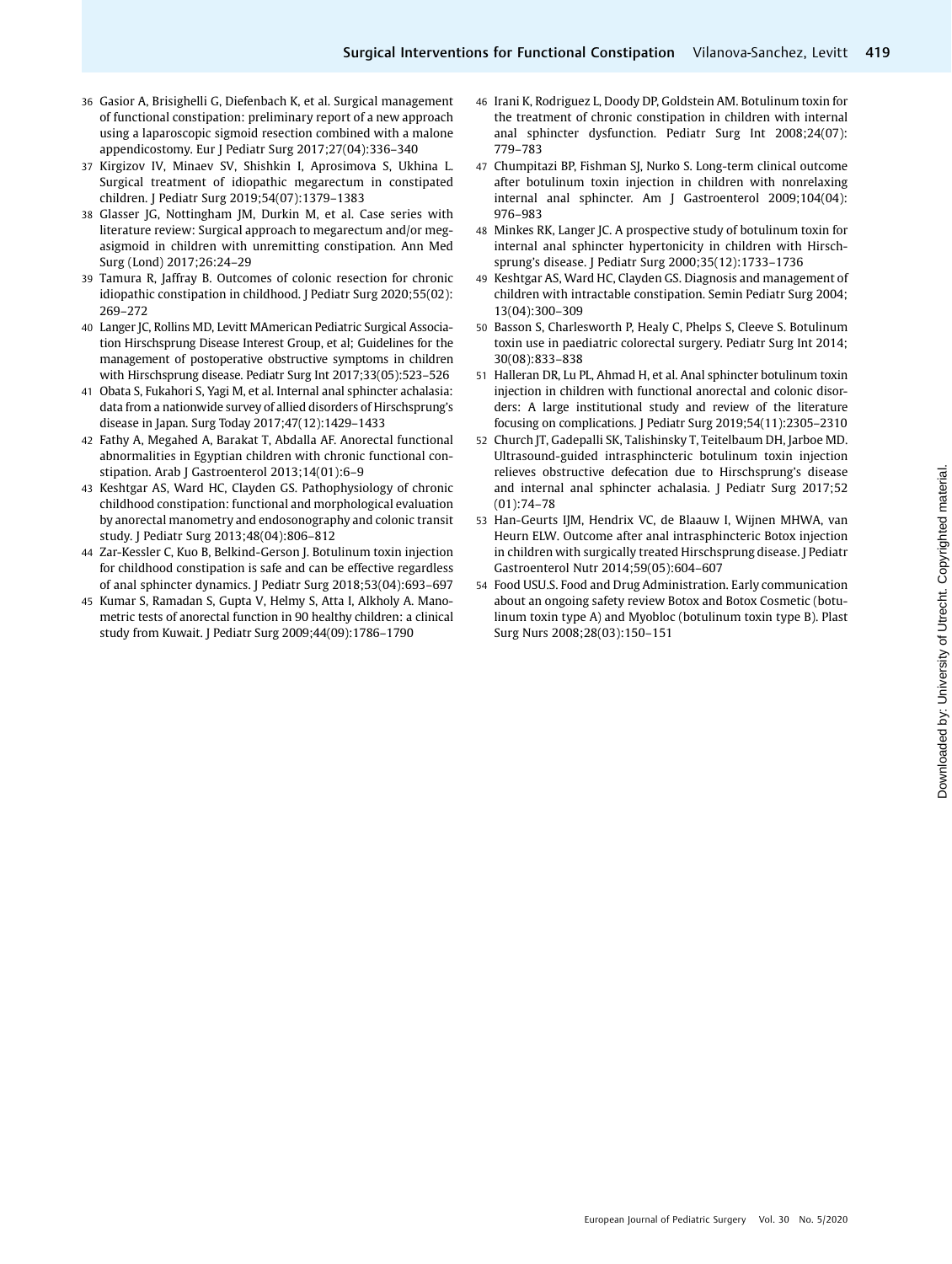36 Gasior A, Brisighelli G, Diefenbach K, et al. Surgical management of functional constipation: preliminary report of a new approach using a laparoscopic sigmoid resection combined with a malone appendicostomy. Eur J Pediatr Surg 2017;27(04):336–340

37 Kirgizov IV, Minaev SV, Shishkin I, Aprosimova S, Ukhina L. Surgical treatment of idiopathic megarectum in constipated children. J Pediatr Surg 2019;54(07):1379–1383

38 Glasser JG, Nottingham JM, Durkin M, et al. Case series with literature review: Surgical approach to megarectum and/or megasigmoid in children with unremitting constipation. Ann Med Surg (Lond) 2017;26:24–29

39 Tamura R, Jaffray B. Outcomes of colonic resection for chronic idiopathic constipation in childhood. J Pediatr Surg 2020;55(02): 269–272

40 Langer JC, Rollins MD, Levitt MAAmerican Pediatric Surgical Association Hirschsprung Disease Interest Group, et al; Guidelines for the management of postoperative obstructive symptoms in children with Hirschsprung disease. Pediatr Surg Int 2017;33(05):523–526

41 Obata S, Fukahori S, Yagi M, et al. Internal anal sphincter achalasia: data from a nationwide survey of allied disorders of Hirschsprung's disease in Japan. Surg Today 2017;47(12):1429–1433

42 Fathy A, Megahed A, Barakat T, Abdalla AF. Anorectal functional abnormalities in Egyptian children with chronic functional constipation. Arab J Gastroenterol 2013;14(01):6–9

43 Keshtgar AS, Ward HC, Clayden GS. Pathophysiology of chronic childhood constipation: functional and morphological evaluation by anorectal manometry and endosonography and colonic transit study. J Pediatr Surg 2013;48(04):806–812

44 Zar-Kessler C, Kuo B, Belkind-Gerson J. Botulinum toxin injection for childhood constipation is safe and can be effective regardless of anal sphincter dynamics. J Pediatr Surg 2018;53(04):693–697

45 Kumar S, Ramadan S, Gupta V, Helmy S, Atta I, Alkholy A. Manometric tests of anorectal function in 90 healthy children: a clinical study from Kuwait. J Pediatr Surg 2009;44(09):1786–1790

46 Irani K, Rodriguez L, Doody DP, Goldstein AM. Botulinum toxin for the treatment of chronic constipation in children with internal anal sphincter dysfunction. Pediatr Surg Int 2008;24(07): 779–783

47 Chumpitazi BP, Fishman SJ, Nurko S. Long-term clinical outcome after botulinum toxin injection in children with nonrelaxing internal anal sphincter. Am J Gastroenterol 2009;104(04): 976–983

48 Minkes RK, Langer JC. A prospective study of botulinum toxin for internal anal sphincter hypertonicity in children with Hirschsprung's disease. J Pediatr Surg 2000;35(12):1733–1736

49 Keshtgar AS, Ward HC, Clayden GS. Diagnosis and management of children with intractable constipation. Semin Pediatr Surg 2004; 13(04):300–309

50 Basson S, Charlesworth P, Healy C, Phelps S, Cleeve S. Botulinum toxin use in paediatric colorectal surgery. Pediatr Surg Int 2014; 30(08):833–838

51 Halleran DR, Lu PL, Ahmad H, et al. Anal sphincter botulinum toxin injection in children with functional anorectal and colonic disorders: A large institutional study and review of the literature focusing on complications. J Pediatr Surg 2019;54(11):2305–2310

52 Church JT, Gadepalli SK, Talishinsky T, Teitelbaum DH, Jarboe MD. Ultrasound-guided intrasphincteric botulinum toxin injection relieves obstructive defecation due to Hirschsprung's disease and internal anal sphincter achalasia. J Pediatr Surg 2017;52 (01):74–78

53 Han-Geurts IJM, Hendrix VC, de Blaauw I, Wijnen MHWA, van Heurn ELW. Outcome after anal intrasphincteric Botox injection in children with surgically treated Hirschsprung disease. J Pediatr Gastroenterol Nutr 2014;59(05):604–607

54 Food USU.S. Food and Drug Administration. Early communication about an ongoing safety review Botox and Botox Cosmetic (botulinum toxin type A) and Myobloc (botulinum toxin type B). Plast Surg Nurs 2008;28(03):150–151